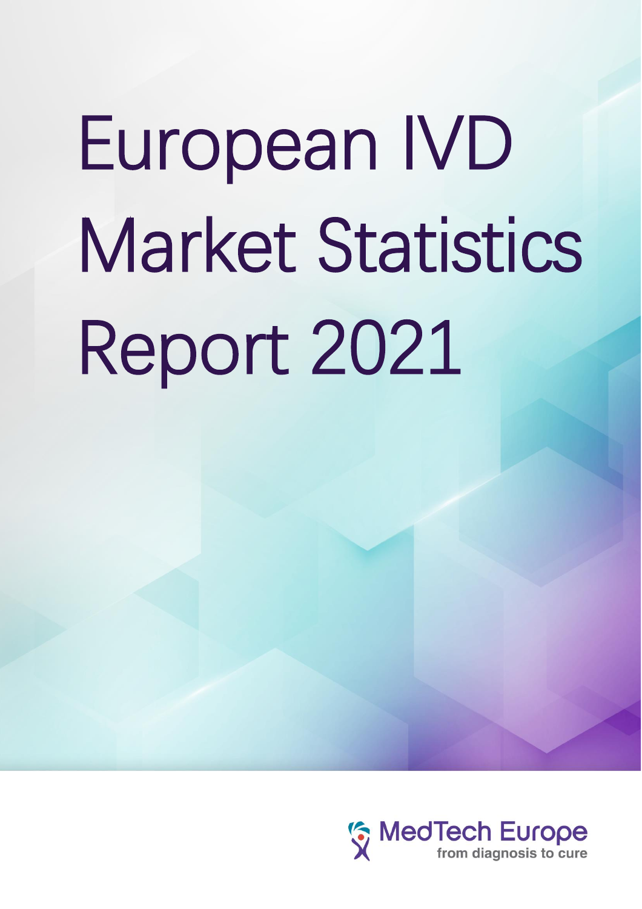# European IVD Market Statistics Report 2021

MedTech Europe
from diagnosis to cure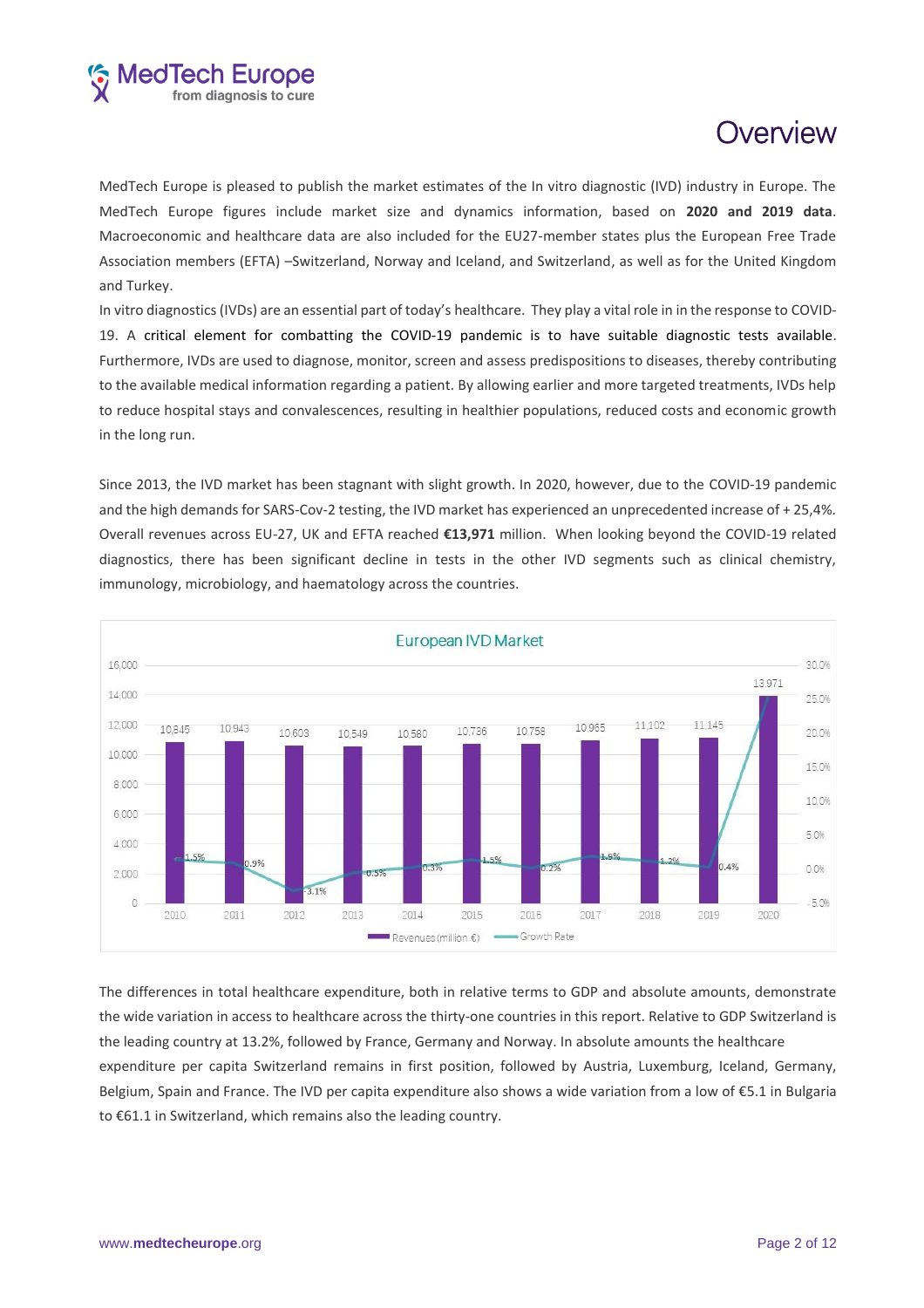# Overview

MedTech Europe is pleased to publish the market estimates of the In vitro diagnostic (IVD) industry in Europe. The MedTech Europe figures include market size and dynamics information, based on **2020 and 2019 data**. Macroeconomic and healthcare data are also included for the EU27-member states plus the European Free Trade Association members (EFTA) –Switzerland, Norway and Iceland, and Switzerland, as well as for the United Kingdom and Turkey.

In vitro diagnostics (IVDs) are an essential part of today's healthcare. They play a vital role in in the response to COVID-19. A critical element for combatting the COVID-19 pandemic is to have suitable diagnostic tests available. Furthermore, IVDs are used to diagnose, monitor, screen and assess predispositions to diseases, thereby contributing to the available medical information regarding a patient. By allowing earlier and more targeted treatments, IVDs help to reduce hospital stays and convalescences, resulting in healthier populations, reduced costs and economic growth in the long run.

Since 2013, the IVD market has been stagnant with slight growth. In 2020, however, due to the COVID-19 pandemic and the high demands for SARS-Cov-2 testing, the IVD market has experienced an unprecedented increase of + 25,4%. Overall revenues across EU-27, UK and EFTA reached **€13,971** million. When looking beyond the COVID-19 related diagnostics, there has been significant decline in tests in the other IVD segments such as clinical chemistry, immunology, microbiology, and haematology across the countries.

European IVD Market

| Year | Revenues (million €) | Growth Rate |
|---|---|---|
| 2010 | 10,845 | 1.5% |
| 2011 | 10,943 | 0.9% |
| 2012 | 10,603 | -3.1% |
| 2013 | 10,549 | -0.5% |
| 2014 | 10,580 | 0.3% |
| 2015 | 10,736 | 1.5% |
| 2016 | 10,758 | 0.2% |
| 2017 | 10,965 | 1.9% |
| 2018 | 11,102 | 1.2% |
| 2019 | 11,145 | 0.4% |
| 2020 | 13,971 | |

The differences in total healthcare expenditure, both in relative terms to GDP and absolute amounts, demonstrate the wide variation in access to healthcare across the thirty-one countries in this report. Relative to GDP Switzerland is the leading country at 13.2%, followed by France, Germany and Norway. In absolute amounts the healthcare expenditure per capita Switzerland remains in first position, followed by Austria, Luxemburg, Iceland, Germany, Belgium, Spain and France. The IVD per capita expenditure also shows a wide variation from a low of €5.1 in Bulgaria to €61.1 in Switzerland, which remains also the leading country.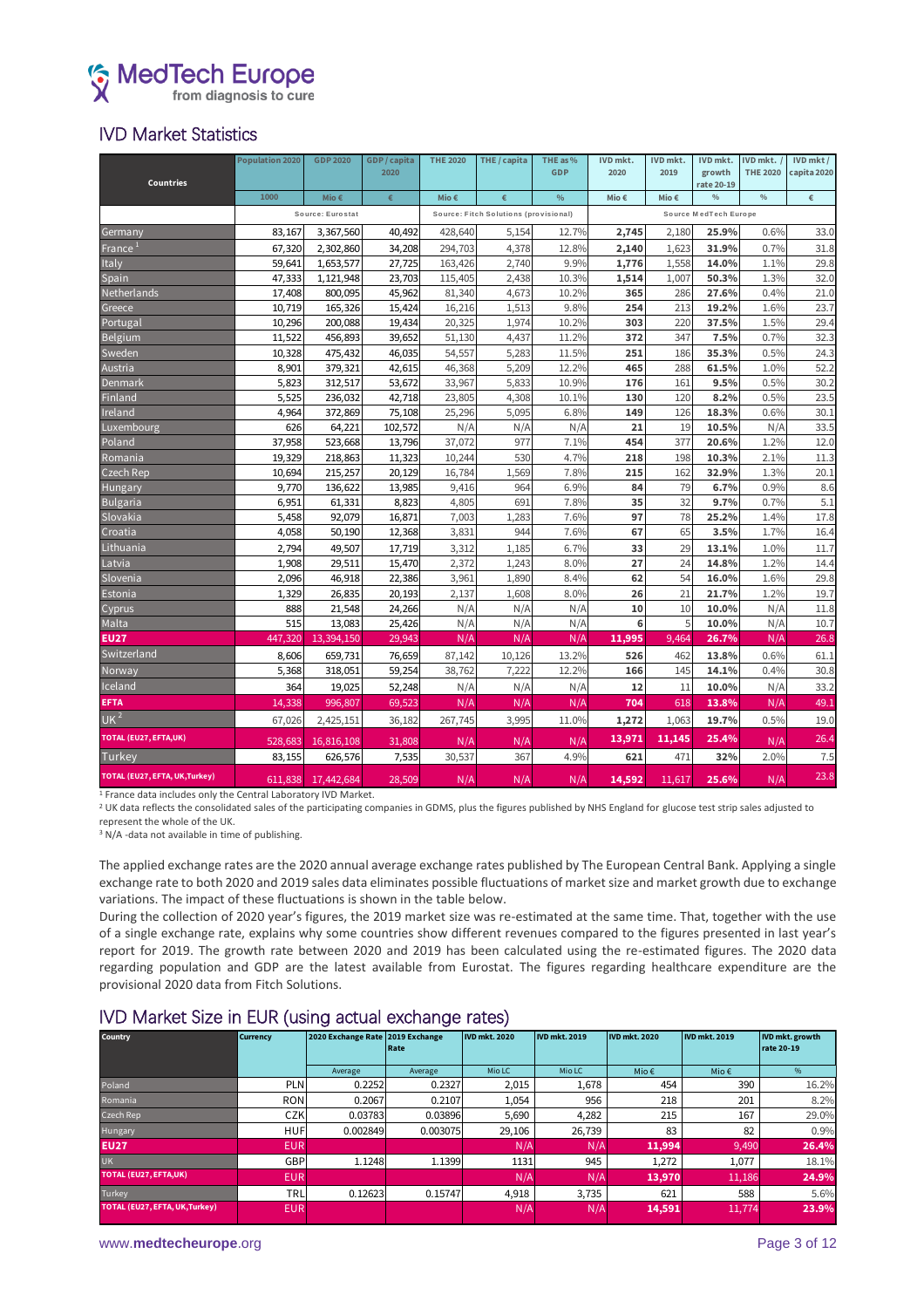## IVD Market Statistics

| Countries | Population 2020 | GDP 2020 | GDP / capita 2020 | THE 2020 | THE / capita | THE as % GDP | IVD mkt. 2020 | IVD mkt. 2019 | IVD mkt. growth rate 20-19 | IVD mkt. / THE 2020 | IVD mkt / capita 2020 |
|---|---|---|---|---|---|---|---|---|---|---|---|
| | 1000 | Mio € | € | Mio € | € | % | Mio € | Mio € | % | % | € |
| | Source: Eurostat | | | Source: Fitch Solutions (provisional) | | | Source MedTech Europe | | | | |
| Germany | 83,167 | 3,367,560 | 40,492 | 428,640 | 5,154 | 12.7% | **2,745** | 2,180 | **25.9%** | 0.6% | 33.0 |
| France [1] | 67,320 | 2,302,860 | 34,208 | 294,703 | 4,378 | 12.8% | **2,140** | 1,623 | **31.9%** | 0.7% | 31.8 |
| Italy | 59,641 | 1,653,577 | 27,725 | 163,426 | 2,740 | 9.9% | **1,776** | 1,558 | **14.0%** | 1.1% | 29.8 |
| Spain | 47,333 | 1,121,948 | 23,703 | 115,405 | 2,438 | 10.3% | **1,514** | 1,007 | **50.3%** | 1.3% | 32.0 |
| Netherlands | 17,408 | 800,095 | 45,962 | 81,340 | 4,673 | 10.2% | **365** | 286 | **27.6%** | 0.4% | 21.0 |
| Greece | 10,719 | 165,326 | 15,424 | 16,216 | 1,513 | 9.8% | **254** | 213 | **19.2%** | 1.6% | 23.7 |
| Portugal | 10,296 | 200,088 | 19,434 | 20,325 | 1,974 | 10.2% | **303** | 220 | **37.5%** | 1.5% | 29.4 |
| Belgium | 11,522 | 456,893 | 39,652 | 51,130 | 4,437 | 11.2% | **372** | 347 | **7.5%** | 0.7% | 32.3 |
| Sweden | 10,328 | 475,432 | 46,035 | 54,557 | 5,283 | 11.5% | **251** | 186 | **35.3%** | 0.5% | 24.3 |
| Austria | 8,901 | 379,321 | 42,615 | 46,368 | 5,209 | 12.2% | **465** | 288 | **61.5%** | 1.0% | 52.2 |
| Denmark | 5,823 | 312,517 | 53,672 | 33,967 | 5,833 | 10.9% | **176** | 161 | **9.5%** | 0.5% | 30.2 |
| Finland | 5,525 | 236,032 | 42,718 | 23,805 | 4,308 | 10.1% | **130** | 120 | **8.2%** | 0.5% | 23.5 |
| Ireland | 4,964 | 372,869 | 75,108 | 25,296 | 5,095 | 6.8% | **149** | 126 | **18.3%** | 0.6% | 30.1 |
| Luxembourg | 626 | 64,221 | 102,572 | N/A | N/A | N/A | **21** | 19 | **10.5%** | N/A | 33.5 |
| Poland | 37,958 | 523,668 | 13,796 | 37,072 | 977 | 7.1% | **454** | 377 | **20.6%** | 1.2% | 12.0 |
| Romania | 19,329 | 218,863 | 11,323 | 10,244 | 530 | 4.7% | **218** | 198 | **10.3%** | 2.1% | 11.3 |
| Czech Rep | 10,694 | 215,257 | 20,129 | 16,784 | 1,569 | 7.8% | **215** | 162 | **32.9%** | 1.3% | 20.1 |
| Hungary | 9,770 | 136,622 | 13,985 | 9,416 | 964 | 6.9% | **84** | 79 | **6.7%** | 0.9% | 8.6 |
| Bulgaria | 6,951 | 61,331 | 8,823 | 4,805 | 691 | 7.8% | **35** | 32 | **9.7%** | 0.7% | 5.1 |
| Slovakia | 5,458 | 92,079 | 16,871 | 7,003 | 1,283 | 7.6% | **97** | 78 | **25.2%** | 1.4% | 17.8 |
| Croatia | 4,058 | 50,190 | 12,368 | 3,831 | 944 | 7.6% | **67** | 65 | **3.5%** | 1.7% | 16.4 |
| Lithuania | 2,794 | 49,507 | 17,719 | 3,312 | 1,185 | 6.7% | **33** | 29 | **13.1%** | 1.0% | 11.7 |
| Latvia | 1,908 | 29,511 | 15,470 | 2,372 | 1,243 | 8.0% | **27** | 24 | **14.8%** | 1.2% | 14.4 |
| Slovenia | 2,096 | 46,918 | 22,386 | 3,961 | 1,890 | 8.4% | **62** | 54 | **16.0%** | 1.6% | 29.8 |
| Estonia | 1,329 | 26,835 | 20,193 | 2,137 | 1,608 | 8.0% | **26** | 21 | **21.7%** | 1.2% | 19.7 |
| Cyprus | 888 | 21,548 | 24,266 | N/A | N/A | N/A | **10** | 10 | **10.0%** | N/A | 11.8 |
| Malta | 515 | 13,083 | 25,426 | N/A | N/A | N/A | **6** | 5 | **10.0%** | N/A | 10.7 |
| **EU27** | 447,320 | 13,394,150 | 29,943 | N/A | N/A | N/A | **11,995** | 9,464 | **26.7%** | N/A | 26.8 |
| Switzerland | 8,606 | 659,731 | 76,659 | 87,142 | 10,126 | 13.2% | **526** | 462 | **13.8%** | 0.6% | 61.1 |
| Norway | 5,368 | 318,051 | 59,254 | 38,762 | 7,222 | 12.2% | **166** | 145 | **14.1%** | 0.4% | 30.8 |
| Iceland | 364 | 19,025 | 52,248 | N/A | N/A | N/A | **12** | 11 | **10.0%** | N/A | 33.2 |
| **EFTA** | 14,338 | 996,807 | 69,523 | N/A | N/A | N/A | **704** | 618 | **13.8%** | N/A | 49.1 |
| UK [2] | 67,026 | 2,425,151 | 36,182 | 267,745 | 3,995 | 11.0% | **1,272** | 1,063 | **19.7%** | 0.5% | 19.0 |
| **TOTAL (EU27, EFTA,UK)** | 528,683 | 16,816,108 | 31,808 | N/A | N/A | N/A | **13,971** | **11,145** | **25.4%** | N/A | 26.4 |
| Turkey | 83,155 | 626,576 | 7,535 | 30,537 | 367 | 4.9% | **621** | 471 | **32%** | 2.0% | 7.5 |
| **TOTAL (EU27, EFTA, UK,Turkey)** | 611,838 | 17,442,684 | 28,509 | N/A | N/A | N/A | **14,592** | 11,617 | **25.6%** | N/A | 23.8 |

[1] France data includes only the Central Laboratory IVD Market.
[2] UK data reflects the consolidated sales of the participating companies in GDMS, plus the figures published by NHS England for glucose test strip sales adjusted to represent the whole of the UK.
[3] N/A -data not available in time of publishing.

The applied exchange rates are the 2020 annual average exchange rates published by The European Central Bank. Applying a single exchange rate to both 2020 and 2019 sales data eliminates possible fluctuations of market size and market growth due to exchange variations. The impact of these fluctuations is shown in the table below.

During the collection of 2020 year's figures, the 2019 market size was re-estimated at the same time. That, together with the use of a single exchange rate, explains why some countries show different revenues compared to the figures presented in last year's report for 2019. The growth rate between 2020 and 2019 has been calculated using the re-estimated figures. The 2020 data regarding population and GDP are the latest available from Eurostat. The figures regarding healthcare expenditure are the provisional 2020 data from Fitch Solutions.

## IVD Market Size in EUR (using actual exchange rates)

| Country | Currency | 2020 Exchange Rate | 2019 Exchange Rate | IVD mkt. 2020 | IVD mkt. 2019 | IVD mkt. 2020 | IVD mkt. 2019 | IVD mkt. growth rate 20-19 |
|---|---|---|---|---|---|---|---|---|
| | | Average | Average | Mio LC | Mio LC | Mio € | Mio € | % |
| Poland | PLN | 0.2252 | 0.2327 | 2,015 | 1,678 | 454 | 390 | 16.2% |
| Romania | RON | 0.2067 | 0.2107 | 1,054 | 956 | 218 | 201 | 8.2% |
| Czech Rep | CZK | 0.03783 | 0.03896 | 5,690 | 4,282 | 215 | 167 | 29.0% |
| Hungary | HUF | 0.002849 | 0.003075 | 29,106 | 26,739 | 83 | 82 | 0.9% |
| **EU27** | EUR | | | N/A | N/A | **11,994** | 9,490 | **26.4%** |
| UK | GBP | 1.1248 | 1.1399 | 1131 | 945 | 1,272 | 1,077 | 18.1% |
| **TOTAL (EU27, EFTA,UK)** | EUR | | | N/A | N/A | **13,970** | 11,186 | **24.9%** |
| Turkey | TRL | 0.12623 | 0.15747 | 4,918 | 3,735 | 621 | 588 | 5.6% |
| **TOTAL (EU27, EFTA, UK,Turkey)** | EUR | | | N/A | N/A | **14,591** | 11,774 | **23.9%** |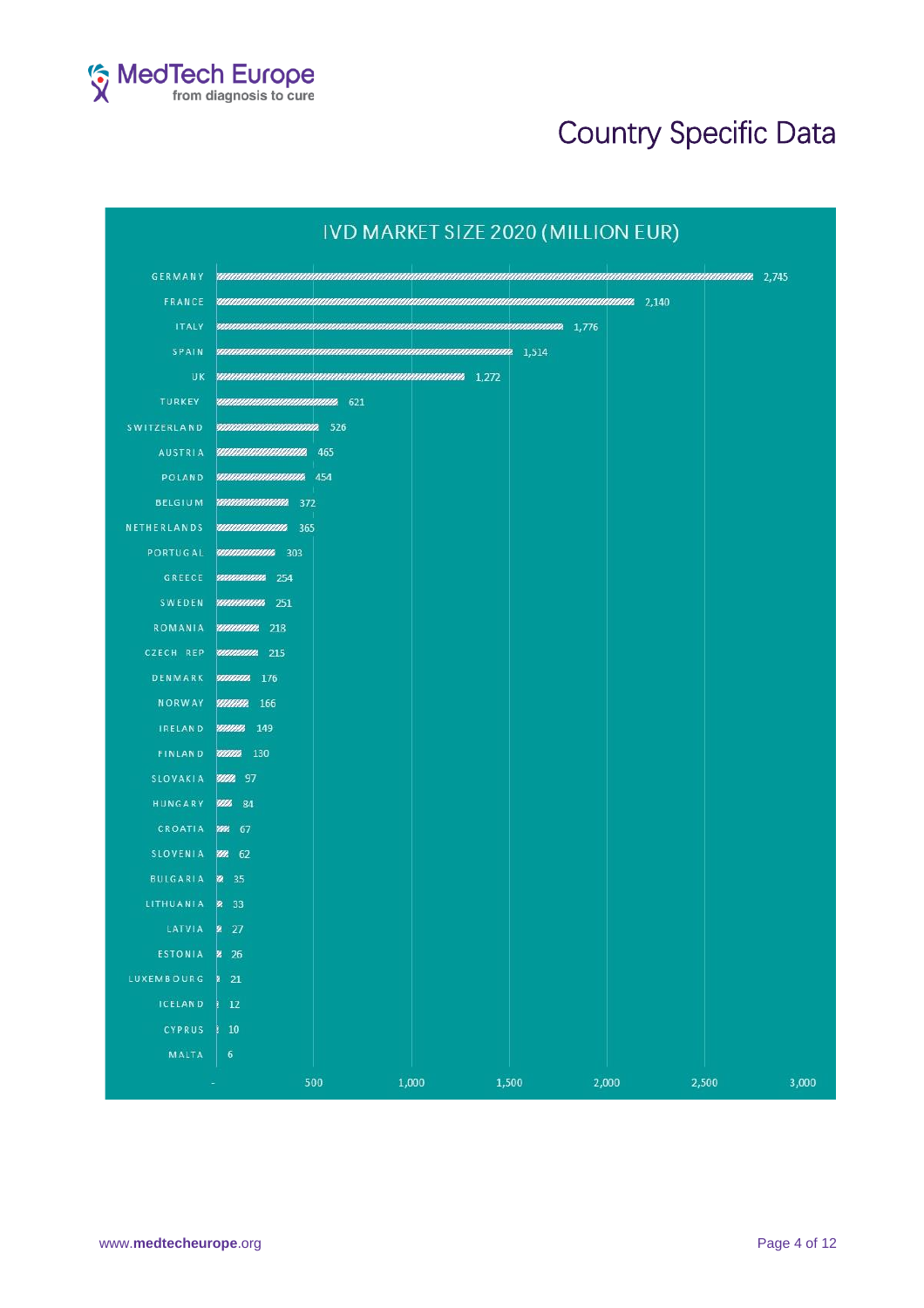# Country Specific Data

## IVD MARKET SIZE 2020 (MILLION EUR)

| Country | Market Size (Million EUR) |
| --- | --- |
| GERMANY | 2,745 |
| FRANCE | 2,140 |
| ITALY | 1,776 |
| SPAIN | 1,514 |
| UK | 1,272 |
| TURKEY | 621 |
| SWITZERLAND | 526 |
| AUSTRIA | 465 |
| POLAND | 454 |
| BELGIUM | 372 |
| NETHERLANDS | 365 |
| PORTUGAL | 303 |
| GREECE | 254 |
| SWEDEN | 251 |
| ROMANIA | 218 |
| CZECH REP | 215 |
| DENMARK | 176 |
| NORWAY | 166 |
| IRELAND | 149 |
| FINLAND | 130 |
| SLOVAKIA | 97 |
| HUNGARY | 84 |
| CROATIA | 67 |
| SLOVENIA | 62 |
| BULGARIA | 35 |
| LITHUANIA | 33 |
| LATVIA | 27 |
| ESTONIA | 26 |
| LUXEMBOURG | 21 |
| ICELAND | 12 |
| CYPRUS | 10 |
| MALTA | 6 |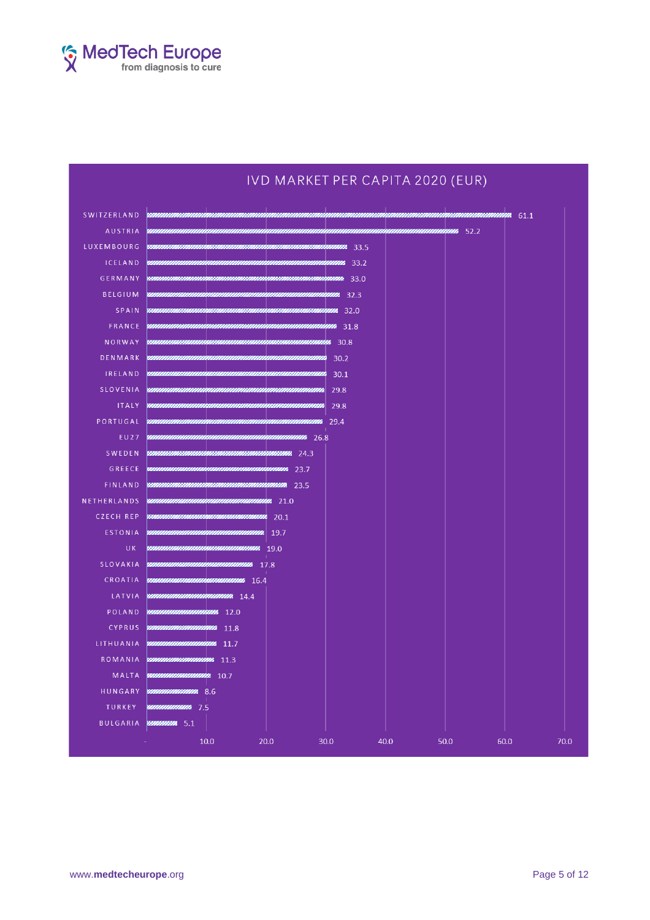## IVD MARKET PER CAPITA 2020 (EUR)

| Country | EUR |
|---|---|
| SWITZERLAND | 61.1 |
| AUSTRIA | 52.2 |
| LUXEMBOURG | 33.5 |
| ICELAND | 33.2 |
| GERMANY | 33.0 |
| BELGIUM | 32.3 |
| SPAIN | 32.0 |
| FRANCE | 31.8 |
| NORWAY | 30.8 |
| DENMARK | 30.2 |
| IRELAND | 30.1 |
| SLOVENIA | 29.8 |
| ITALY | 29.8 |
| PORTUGAL | 29.4 |
| EU27 | 26.8 |
| SWEDEN | 24.3 |
| GREECE | 23.7 |
| FINLAND | 23.5 |
| NETHERLANDS | 21.0 |
| CZECH REP | 20.1 |
| ESTONIA | 19.7 |
| UK | 19.0 |
| SLOVAKIA | 17.8 |
| CROATIA | 16.4 |
| LATVIA | 14.4 |
| POLAND | 12.0 |
| CYPRUS | 11.8 |
| LITHUANIA | 11.7 |
| ROMANIA | 11.3 |
| MALTA | 10.7 |
| HUNGARY | 8.6 |
| TURKEY | 7.5 |
| BULGARIA | 5.1 |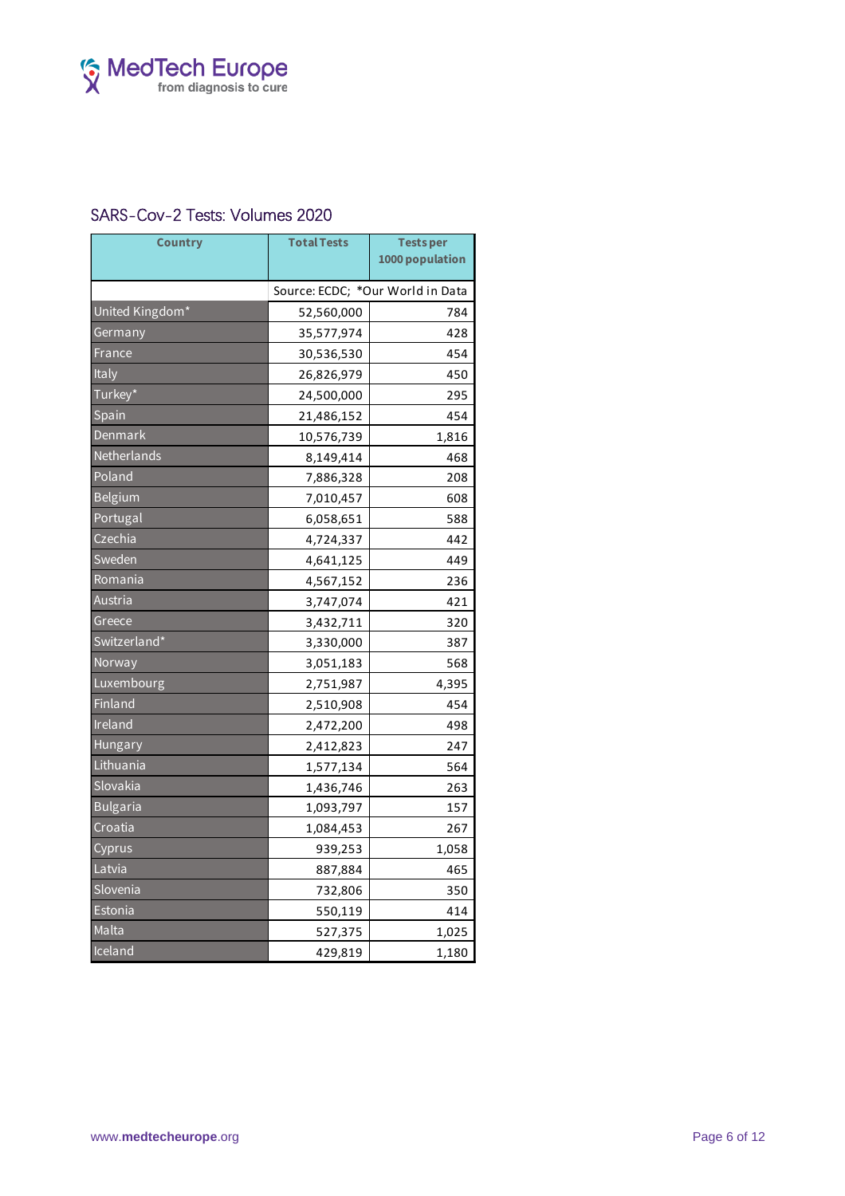## SARS-Cov-2 Tests: Volumes 2020

| Country | Total Tests | Tests per 1000 population |
|---|---|---|
| | Source: ECDC; *Our World in Data | |
| United Kingdom* | 52,560,000 | 784 |
| Germany | 35,577,974 | 428 |
| France | 30,536,530 | 454 |
| Italy | 26,826,979 | 450 |
| Turkey* | 24,500,000 | 295 |
| Spain | 21,486,152 | 454 |
| Denmark | 10,576,739 | 1,816 |
| Netherlands | 8,149,414 | 468 |
| Poland | 7,886,328 | 208 |
| Belgium | 7,010,457 | 608 |
| Portugal | 6,058,651 | 588 |
| Czechia | 4,724,337 | 442 |
| Sweden | 4,641,125 | 449 |
| Romania | 4,567,152 | 236 |
| Austria | 3,747,074 | 421 |
| Greece | 3,432,711 | 320 |
| Switzerland* | 3,330,000 | 387 |
| Norway | 3,051,183 | 568 |
| Luxembourg | 2,751,987 | 4,395 |
| Finland | 2,510,908 | 454 |
| Ireland | 2,472,200 | 498 |
| Hungary | 2,412,823 | 247 |
| Lithuania | 1,577,134 | 564 |
| Slovakia | 1,436,746 | 263 |
| Bulgaria | 1,093,797 | 157 |
| Croatia | 1,084,453 | 267 |
| Cyprus | 939,253 | 1,058 |
| Latvia | 887,884 | 465 |
| Slovenia | 732,806 | 350 |
| Estonia | 550,119 | 414 |
| Malta | 527,375 | 1,025 |
| Iceland | 429,819 | 1,180 |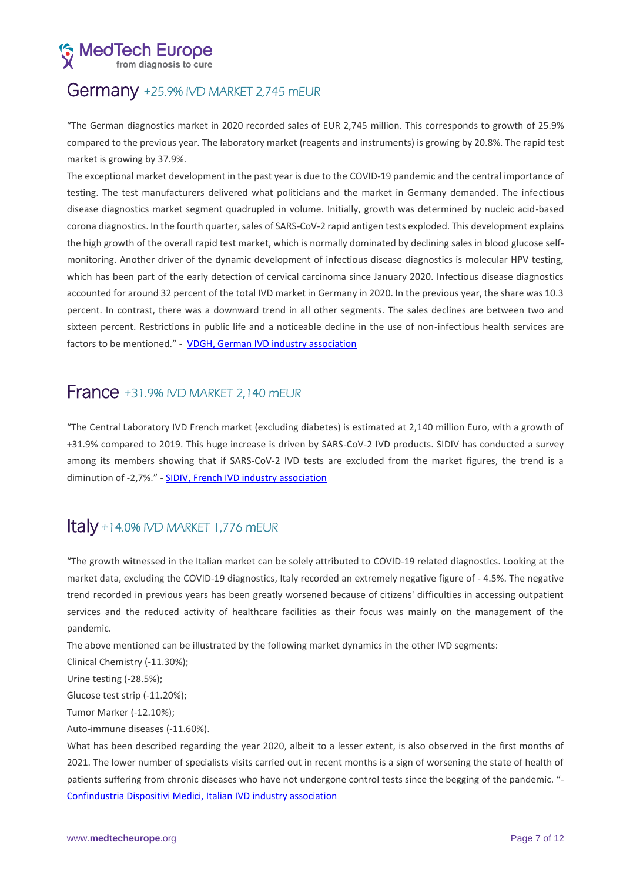## Germany +25.9% IVD MARKET 2,745 mEUR

"The German diagnostics market in 2020 recorded sales of EUR 2,745 million. This corresponds to growth of 25.9% compared to the previous year. The laboratory market (reagents and instruments) is growing by 20.8%. The rapid test market is growing by 37.9%.

The exceptional market development in the past year is due to the COVID-19 pandemic and the central importance of testing. The test manufacturers delivered what politicians and the market in Germany demanded. The infectious disease diagnostics market segment quadrupled in volume. Initially, growth was determined by nucleic acid-based corona diagnostics. In the fourth quarter, sales of SARS-CoV-2 rapid antigen tests exploded. This development explains the high growth of the overall rapid test market, which is normally dominated by declining sales in blood glucose self-monitoring. Another driver of the dynamic development of infectious disease diagnostics is molecular HPV testing, which has been part of the early detection of cervical carcinoma since January 2020. Infectious disease diagnostics accounted for around 32 percent of the total IVD market in Germany in 2020. In the previous year, the share was 10.3 percent. In contrast, there was a downward trend in all other segments. The sales declines are between two and sixteen percent. Restrictions in public life and a noticeable decline in the use of non-infectious health services are factors to be mentioned." - VDGH, German IVD industry association

## France +31.9% IVD MARKET 2,140 mEUR

"The Central Laboratory IVD French market (excluding diabetes) is estimated at 2,140 million Euro, with a growth of +31.9% compared to 2019. This huge increase is driven by SARS-CoV-2 IVD products. SIDIV has conducted a survey among its members showing that if SARS-CoV-2 IVD tests are excluded from the market figures, the trend is a diminution of -2,7%." - SIDIV, French IVD industry association

## Italy +14.0% IVD MARKET 1,776 mEUR

"The growth witnessed in the Italian market can be solely attributed to COVID-19 related diagnostics. Looking at the market data, excluding the COVID-19 diagnostics, Italy recorded an extremely negative figure of - 4.5%. The negative trend recorded in previous years has been greatly worsened because of citizens' difficulties in accessing outpatient services and the reduced activity of healthcare facilities as their focus was mainly on the management of the pandemic.

The above mentioned can be illustrated by the following market dynamics in the other IVD segments:

Clinical Chemistry (-11.30%);

Urine testing (-28.5%);

Glucose test strip (-11.20%);

Tumor Marker (-12.10%);

Auto-immune diseases (-11.60%).

What has been described regarding the year 2020, albeit to a lesser extent, is also observed in the first months of 2021. The lower number of specialists visits carried out in recent months is a sign of worsening the state of health of patients suffering from chronic diseases who have not undergone control tests since the begging of the pandemic. "- Confindustria Dispositivi Medici, Italian IVD industry association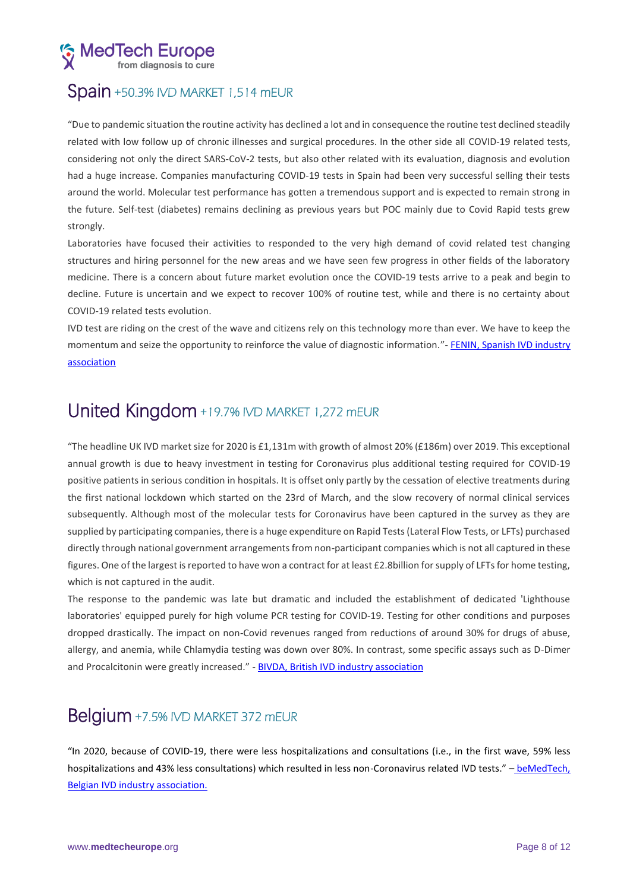## Spain +50.3% IVD MARKET 1,514 mEUR

"Due to pandemic situation the routine activity has declined a lot and in consequence the routine test declined steadily related with low follow up of chronic illnesses and surgical procedures. In the other side all COVID-19 related tests, considering not only the direct SARS-CoV-2 tests, but also other related with its evaluation, diagnosis and evolution had a huge increase. Companies manufacturing COVID-19 tests in Spain had been very successful selling their tests around the world. Molecular test performance has gotten a tremendous support and is expected to remain strong in the future. Self-test (diabetes) remains declining as previous years but POC mainly due to Covid Rapid tests grew strongly.

Laboratories have focused their activities to responded to the very high demand of covid related test changing structures and hiring personnel for the new areas and we have seen few progress in other fields of the laboratory medicine. There is a concern about future market evolution once the COVID-19 tests arrive to a peak and begin to decline. Future is uncertain and we expect to recover 100% of routine test, while and there is no certainty about COVID-19 related tests evolution.

IVD test are riding on the crest of the wave and citizens rely on this technology more than ever. We have to keep the momentum and seize the opportunity to reinforce the value of diagnostic information."- FENIN, Spanish IVD industry association

## United Kingdom +19.7% IVD MARKET 1,272 mEUR

"The headline UK IVD market size for 2020 is £1,131m with growth of almost 20% (£186m) over 2019. This exceptional annual growth is due to heavy investment in testing for Coronavirus plus additional testing required for COVID-19 positive patients in serious condition in hospitals. It is offset only partly by the cessation of elective treatments during the first national lockdown which started on the 23rd of March, and the slow recovery of normal clinical services subsequently. Although most of the molecular tests for Coronavirus have been captured in the survey as they are supplied by participating companies, there is a huge expenditure on Rapid Tests (Lateral Flow Tests, or LFTs) purchased directly through national government arrangements from non-participant companies which is not all captured in these figures. One of the largest is reported to have won a contract for at least £2.8billion for supply of LFTs for home testing, which is not captured in the audit.

The response to the pandemic was late but dramatic and included the establishment of dedicated 'Lighthouse laboratories' equipped purely for high volume PCR testing for COVID-19. Testing for other conditions and purposes dropped drastically. The impact on non-Covid revenues ranged from reductions of around 30% for drugs of abuse, allergy, and anemia, while Chlamydia testing was down over 80%. In contrast, some specific assays such as D-Dimer and Procalcitonin were greatly increased." - BIVDA, British IVD industry association

## Belgium +7.5% IVD MARKET 372 mEUR

"In 2020, because of COVID-19, there were less hospitalizations and consultations (i.e., in the first wave, 59% less hospitalizations and 43% less consultations) which resulted in less non-Coronavirus related IVD tests." – beMedTech, Belgian IVD industry association.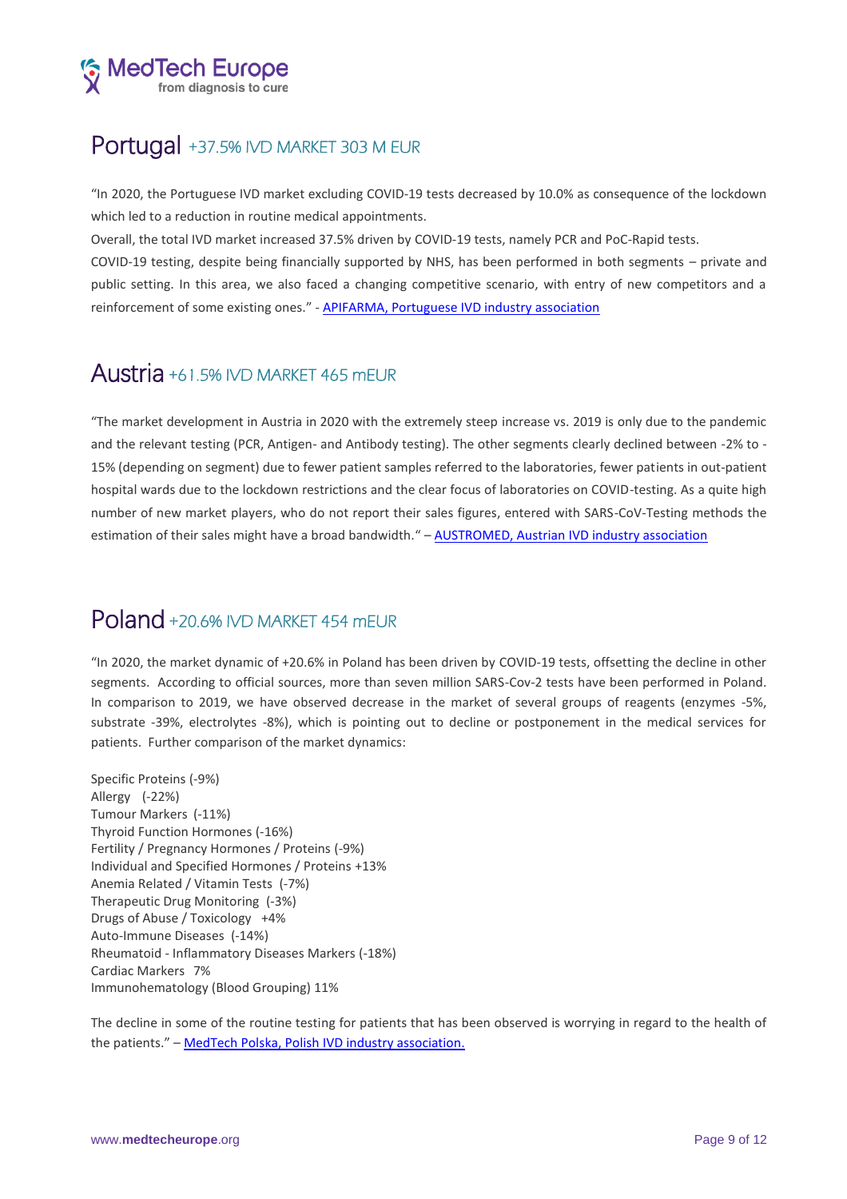## Portugal +37.5% IVD MARKET 303 M EUR

"In 2020, the Portuguese IVD market excluding COVID-19 tests decreased by 10.0% as consequence of the lockdown which led to a reduction in routine medical appointments.

Overall, the total IVD market increased 37.5% driven by COVID-19 tests, namely PCR and PoC-Rapid tests.

COVID-19 testing, despite being financially supported by NHS, has been performed in both segments – private and public setting. In this area, we also faced a changing competitive scenario, with entry of new competitors and a reinforcement of some existing ones." - [APIFARMA, Portuguese IVD industry association]

## Austria +61.5% IVD MARKET 465 mEUR

"The market development in Austria in 2020 with the extremely steep increase vs. 2019 is only due to the pandemic and the relevant testing (PCR, Antigen- and Antibody testing). The other segments clearly declined between -2% to -15% (depending on segment) due to fewer patient samples referred to the laboratories, fewer patients in out-patient hospital wards due to the lockdown restrictions and the clear focus of laboratories on COVID-testing. As a quite high number of new market players, who do not report their sales figures, entered with SARS-CoV-Testing methods the estimation of their sales might have a broad bandwidth." – [AUSTROMED, Austrian IVD industry association]

## Poland +20.6% IVD MARKET 454 mEUR

"In 2020, the market dynamic of +20.6% in Poland has been driven by COVID-19 tests, offsetting the decline in other segments. According to official sources, more than seven million SARS-Cov-2 tests have been performed in Poland. In comparison to 2019, we have observed decrease in the market of several groups of reagents (enzymes -5%, substrate -39%, electrolytes -8%), which is pointing out to decline or postponement in the medical services for patients. Further comparison of the market dynamics:

Specific Proteins (-9%)
Allergy (-22%)
Tumour Markers (-11%)
Thyroid Function Hormones (-16%)
Fertility / Pregnancy Hormones / Proteins (-9%)
Individual and Specified Hormones / Proteins +13%
Anemia Related / Vitamin Tests (-7%)
Therapeutic Drug Monitoring (-3%)
Drugs of Abuse / Toxicology +4%
Auto-Immune Diseases (-14%)
Rheumatoid - Inflammatory Diseases Markers (-18%)
Cardiac Markers 7%
Immunohematology (Blood Grouping) 11%

The decline in some of the routine testing for patients that has been observed is worrying in regard to the health of the patients." – [MedTech Polska, Polish IVD industry association.]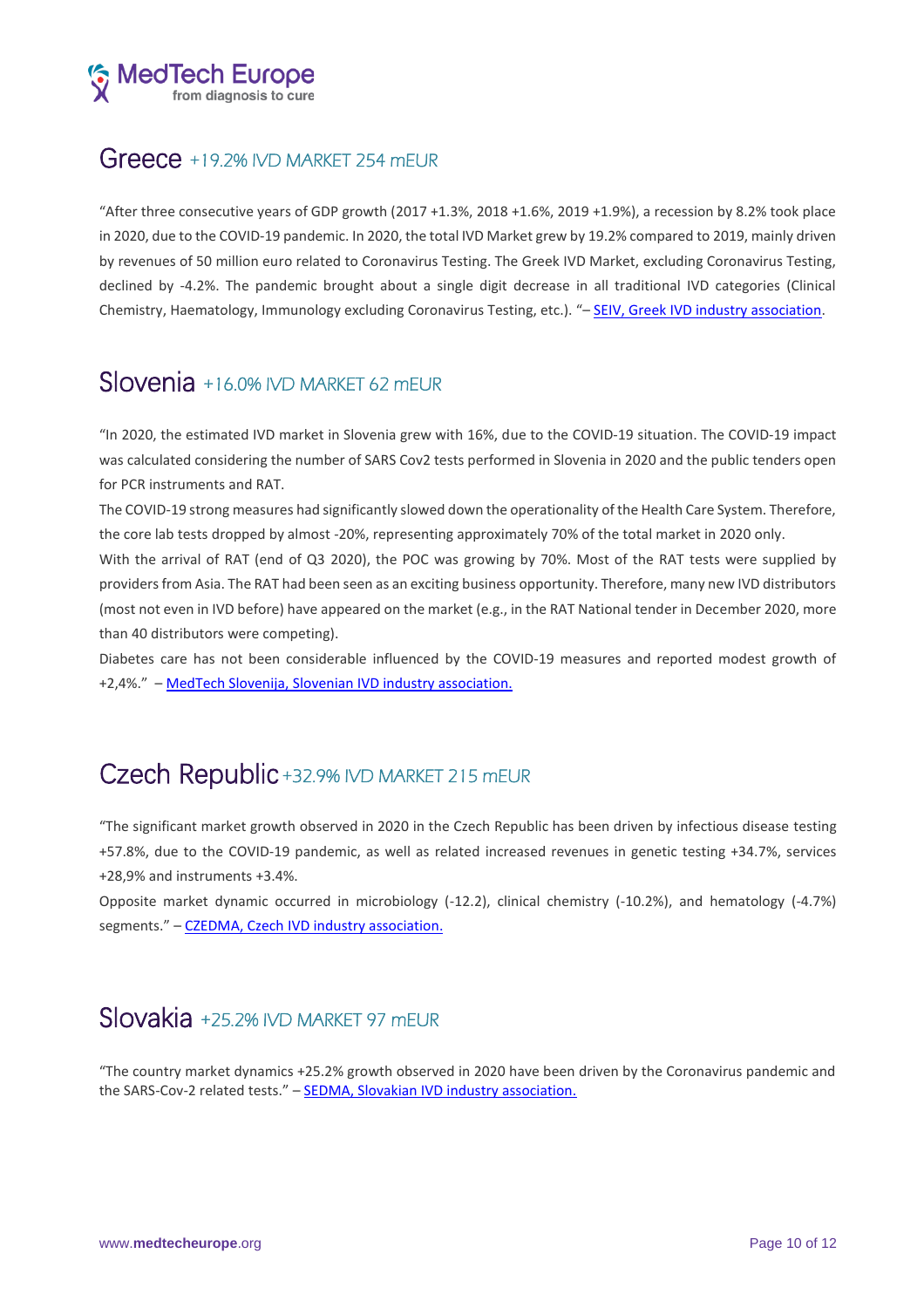## Greece +19.2% IVD MARKET 254 mEUR

"After three consecutive years of GDP growth (2017 +1.3%, 2018 +1.6%, 2019 +1.9%), a recession by 8.2% took place in 2020, due to the COVID-19 pandemic. In 2020, the total IVD Market grew by 19.2% compared to 2019, mainly driven by revenues of 50 million euro related to Coronavirus Testing. The Greek IVD Market, excluding Coronavirus Testing, declined by -4.2%. The pandemic brought about a single digit decrease in all traditional IVD categories (Clinical Chemistry, Haematology, Immunology excluding Coronavirus Testing, etc.). "– SEIV, Greek IVD industry association.

## Slovenia +16.0% IVD MARKET 62 mEUR

"In 2020, the estimated IVD market in Slovenia grew with 16%, due to the COVID-19 situation. The COVID-19 impact was calculated considering the number of SARS Cov2 tests performed in Slovenia in 2020 and the public tenders open for PCR instruments and RAT.

The COVID-19 strong measures had significantly slowed down the operationality of the Health Care System. Therefore, the core lab tests dropped by almost -20%, representing approximately 70% of the total market in 2020 only.

With the arrival of RAT (end of Q3 2020), the POC was growing by 70%. Most of the RAT tests were supplied by providers from Asia. The RAT had been seen as an exciting business opportunity. Therefore, many new IVD distributors (most not even in IVD before) have appeared on the market (e.g., in the RAT National tender in December 2020, more than 40 distributors were competing).

Diabetes care has not been considerable influenced by the COVID-19 measures and reported modest growth of +2,4%." – MedTech Slovenija, Slovenian IVD industry association.

## Czech Republic +32.9% IVD MARKET 215 mEUR

"The significant market growth observed in 2020 in the Czech Republic has been driven by infectious disease testing +57.8%, due to the COVID-19 pandemic, as well as related increased revenues in genetic testing +34.7%, services +28,9% and instruments +3.4%.

Opposite market dynamic occurred in microbiology (-12.2), clinical chemistry (-10.2%), and hematology (-4.7%) segments." – CZEDMA, Czech IVD industry association.

## Slovakia +25.2% IVD MARKET 97 mEUR

"The country market dynamics +25.2% growth observed in 2020 have been driven by the Coronavirus pandemic and the SARS-Cov-2 related tests." – SEDMA, Slovakian IVD industry association.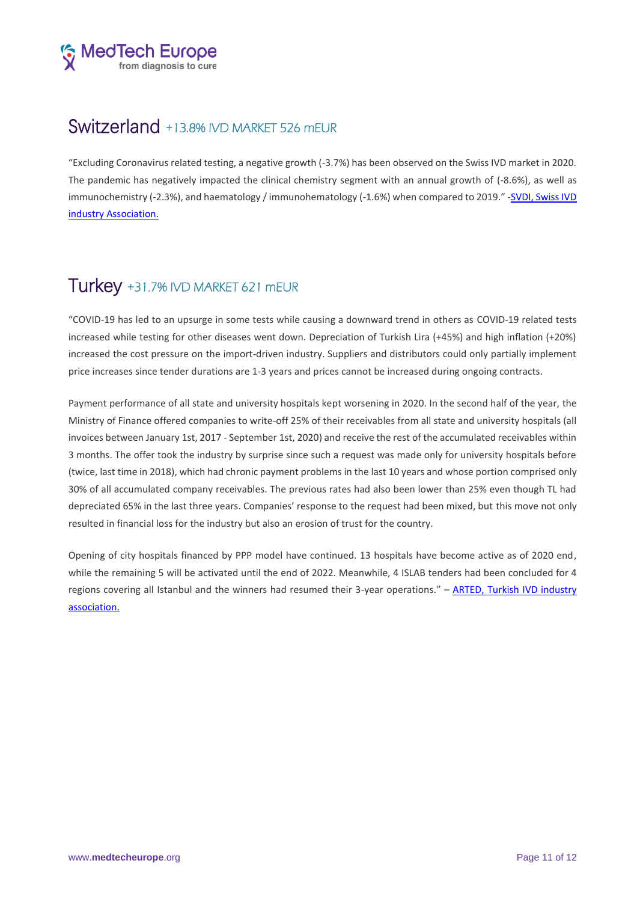## Switzerland +13.8% IVD MARKET 526 mEUR

"Excluding Coronavirus related testing, a negative growth (-3.7%) has been observed on the Swiss IVD market in 2020. The pandemic has negatively impacted the clinical chemistry segment with an annual growth of (-8.6%), as well as immunochemistry (-2.3%), and haematology / immunohematology (-1.6%) when compared to 2019." -SVDI, Swiss IVD industry Association.

## Turkey +31.7% IVD MARKET 621 mEUR

"COVID-19 has led to an upsurge in some tests while causing a downward trend in others as COVID-19 related tests increased while testing for other diseases went down. Depreciation of Turkish Lira (+45%) and high inflation (+20%) increased the cost pressure on the import-driven industry. Suppliers and distributors could only partially implement price increases since tender durations are 1-3 years and prices cannot be increased during ongoing contracts.

Payment performance of all state and university hospitals kept worsening in 2020. In the second half of the year, the Ministry of Finance offered companies to write-off 25% of their receivables from all state and university hospitals (all invoices between January 1st, 2017 - September 1st, 2020) and receive the rest of the accumulated receivables within 3 months. The offer took the industry by surprise since such a request was made only for university hospitals before (twice, last time in 2018), which had chronic payment problems in the last 10 years and whose portion comprised only 30% of all accumulated company receivables. The previous rates had also been lower than 25% even though TL had depreciated 65% in the last three years. Companies' response to the request had been mixed, but this move not only resulted in financial loss for the industry but also an erosion of trust for the country.

Opening of city hospitals financed by PPP model have continued. 13 hospitals have become active as of 2020 end, while the remaining 5 will be activated until the end of 2022. Meanwhile, 4 ISLAB tenders had been concluded for 4 regions covering all Istanbul and the winners had resumed their 3-year operations." – ARTED, Turkish IVD industry association.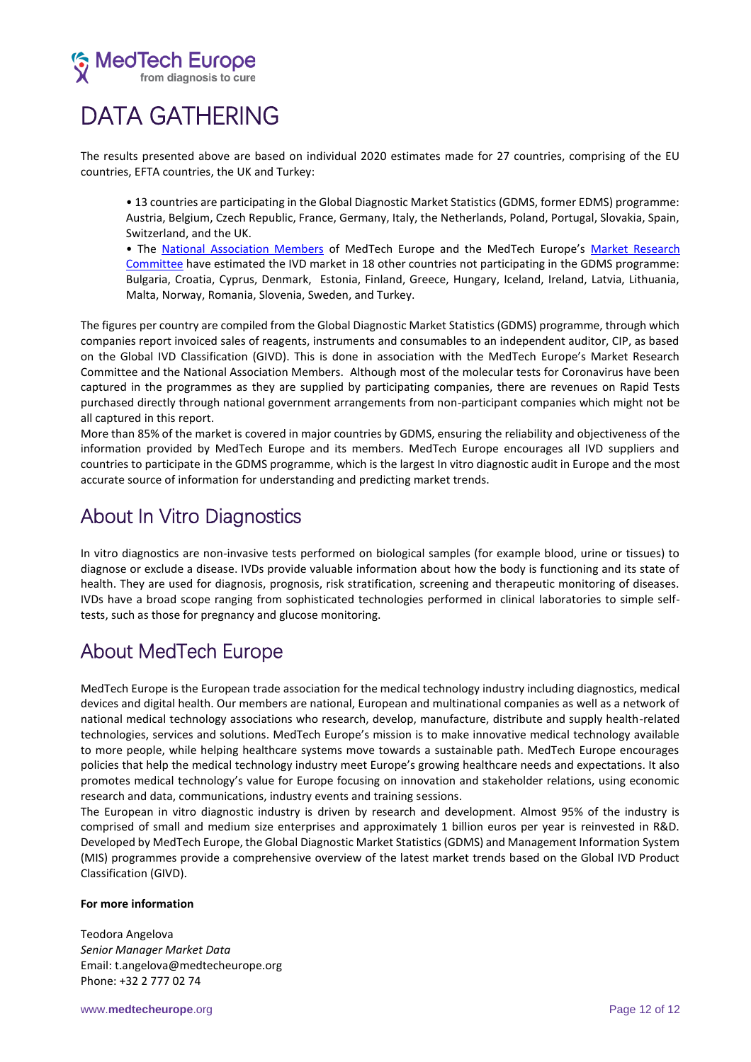# DATA GATHERING

The results presented above are based on individual 2020 estimates made for 27 countries, comprising of the EU countries, EFTA countries, the UK and Turkey:

- 13 countries are participating in the Global Diagnostic Market Statistics (GDMS, former EDMS) programme: Austria, Belgium, Czech Republic, France, Germany, Italy, the Netherlands, Poland, Portugal, Slovakia, Spain, Switzerland, and the UK.
- The National Association Members of MedTech Europe and the MedTech Europe's Market Research Committee have estimated the IVD market in 18 other countries not participating in the GDMS programme: Bulgaria, Croatia, Cyprus, Denmark, Estonia, Finland, Greece, Hungary, Iceland, Ireland, Latvia, Lithuania, Malta, Norway, Romania, Slovenia, Sweden, and Turkey.

The figures per country are compiled from the Global Diagnostic Market Statistics (GDMS) programme, through which companies report invoiced sales of reagents, instruments and consumables to an independent auditor, CIP, as based on the Global IVD Classification (GIVD). This is done in association with the MedTech Europe's Market Research Committee and the National Association Members. Although most of the molecular tests for Coronavirus have been captured in the programmes as they are supplied by participating companies, there are revenues on Rapid Tests purchased directly through national government arrangements from non-participant companies which might not be all captured in this report.

More than 85% of the market is covered in major countries by GDMS, ensuring the reliability and objectiveness of the information provided by MedTech Europe and its members. MedTech Europe encourages all IVD suppliers and countries to participate in the GDMS programme, which is the largest In vitro diagnostic audit in Europe and the most accurate source of information for understanding and predicting market trends.

## About In Vitro Diagnostics

In vitro diagnostics are non-invasive tests performed on biological samples (for example blood, urine or tissues) to diagnose or exclude a disease. IVDs provide valuable information about how the body is functioning and its state of health. They are used for diagnosis, prognosis, risk stratification, screening and therapeutic monitoring of diseases. IVDs have a broad scope ranging from sophisticated technologies performed in clinical laboratories to simple self-tests, such as those for pregnancy and glucose monitoring.

## About MedTech Europe

MedTech Europe is the European trade association for the medical technology industry including diagnostics, medical devices and digital health. Our members are national, European and multinational companies as well as a network of national medical technology associations who research, develop, manufacture, distribute and supply health-related technologies, services and solutions. MedTech Europe's mission is to make innovative medical technology available to more people, while helping healthcare systems move towards a sustainable path. MedTech Europe encourages policies that help the medical technology industry meet Europe's growing healthcare needs and expectations. It also promotes medical technology's value for Europe focusing on innovation and stakeholder relations, using economic research and data, communications, industry events and training sessions.

The European in vitro diagnostic industry is driven by research and development. Almost 95% of the industry is comprised of small and medium size enterprises and approximately 1 billion euros per year is reinvested in R&D. Developed by MedTech Europe, the Global Diagnostic Market Statistics (GDMS) and Management Information System (MIS) programmes provide a comprehensive overview of the latest market trends based on the Global IVD Product Classification (GIVD).

**For more information**

Teodora Angelova
*Senior Manager Market Data*
Email: t.angelova@medtecheurope.org
Phone: +32 2 777 02 74